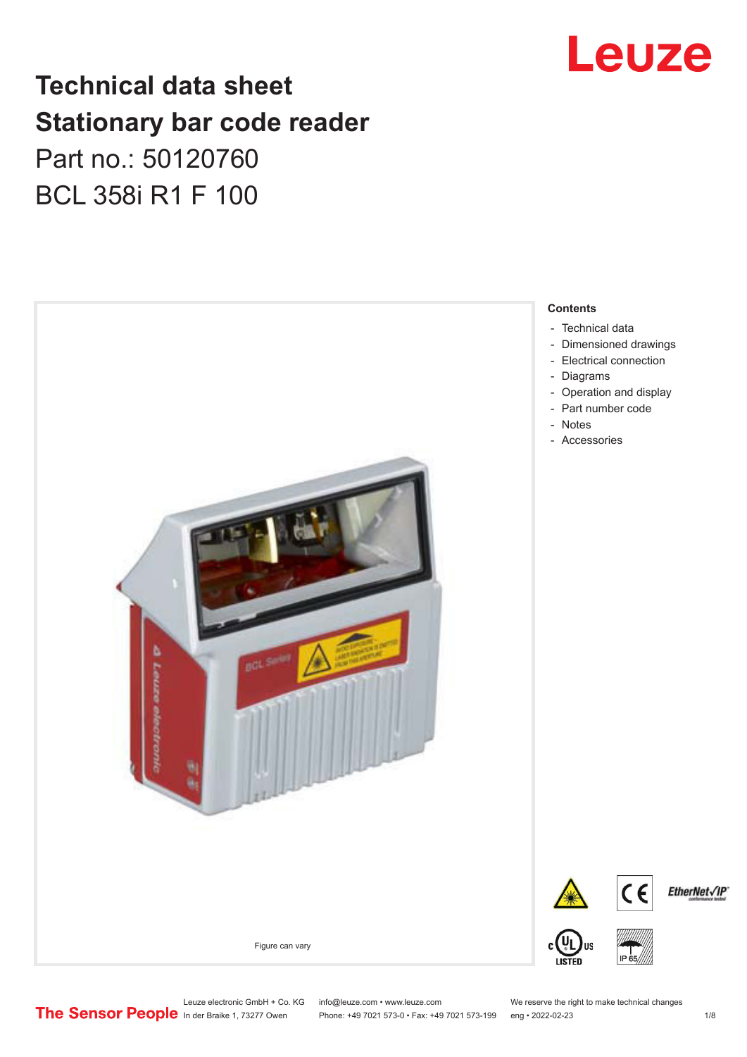# Technical data sheet
# Stationary bar code reader

Part no.: 50120760

BCL 358i R1 F 100

Figure can vary

**Contents**

- Technical data
- Dimensioned drawings
- Electrical connection
- Diagrams
- Operation and display
- Part number code
- Notes
- Accessories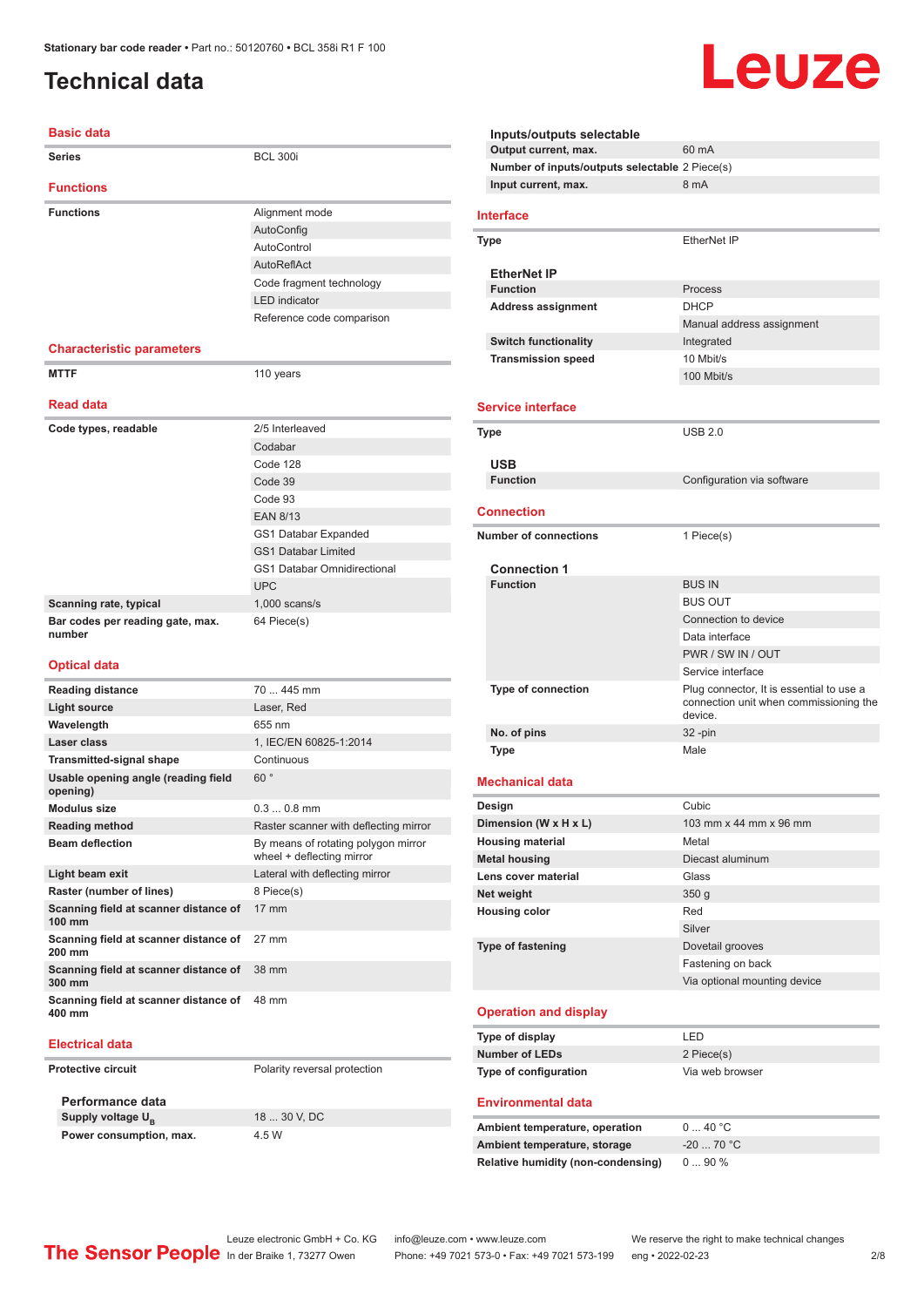# Technical data

## Basic data

| | |
|---|---|
| **Series** | BCL 300i |

## Functions

| | |
|---|---|
| **Functions** | Alignment mode |
| | AutoConfig |
| | AutoControl |
| | AutoReflAct |
| | Code fragment technology |
| | LED indicator |
| | Reference code comparison |

## Characteristic parameters

| | |
|---|---|
| **MTTF** | 110 years |

## Read data

| | |
|---|---|
| **Code types, readable** | 2/5 Interleaved |
| | Codabar |
| | Code 128 |
| | Code 39 |
| | Code 93 |
| | EAN 8/13 |
| | GS1 Databar Expanded |
| | GS1 Databar Limited |
| | GS1 Databar Omnidirectional |
| | UPC |
| **Scanning rate, typical** | 1,000 scans/s |
| **Bar codes per reading gate, max. number** | 64 Piece(s) |

## Optical data

| | |
|---|---|
| **Reading distance** | 70 ... 445 mm |
| **Light source** | Laser, Red |
| **Wavelength** | 655 nm |
| **Laser class** | 1, IEC/EN 60825-1:2014 |
| **Transmitted-signal shape** | Continuous |
| **Usable opening angle (reading field opening)** | 60 ° |
| **Modulus size** | 0.3 ... 0.8 mm |
| **Reading method** | Raster scanner with deflecting mirror |
| **Beam deflection** | By means of rotating polygon mirror wheel + deflecting mirror |
| **Light beam exit** | Lateral with deflecting mirror |
| **Raster (number of lines)** | 8 Piece(s) |
| **Scanning field at scanner distance of 100 mm** | 17 mm |
| **Scanning field at scanner distance of 200 mm** | 27 mm |
| **Scanning field at scanner distance of 300 mm** | 38 mm |
| **Scanning field at scanner distance of 400 mm** | 48 mm |

## Electrical data

| | |
|---|---|
| **Protective circuit** | Polarity reversal protection |

### Performance data

| | |
|---|---|
| **Supply voltage $U_B$** | 18 ... 30 V, DC |
| **Power consumption, max.** | 4.5 W |

### Inputs/outputs selectable

| | |
|---|---|
| **Output current, max.** | 60 mA |
| **Number of inputs/outputs selectable** | 2 Piece(s) |
| **Input current, max.** | 8 mA |

## Interface

| | |
|---|---|
| **Type** | EtherNet IP |

### EtherNet IP

| | |
|---|---|
| **Function** | Process |
| **Address assignment** | DHCP |
| | Manual address assignment |
| **Switch functionality** | Integrated |
| **Transmission speed** | 10 Mbit/s |
| | 100 Mbit/s |

## Service interface

| | |
|---|---|
| **Type** | USB 2.0 |

### USB

| | |
|---|---|
| **Function** | Configuration via software |

## Connection

| | |
|---|---|
| **Number of connections** | 1 Piece(s) |

### Connection 1

| | |
|---|---|
| **Function** | BUS IN |
| | BUS OUT |
| | Connection to device |
| | Data interface |
| | PWR / SW IN / OUT |
| | Service interface |
| **Type of connection** | Plug connector, It is essential to use a connection unit when commissioning the device. |
| **No. of pins** | 32 -pin |
| **Type** | Male |

## Mechanical data

| | |
|---|---|
| **Design** | Cubic |
| **Dimension (W x H x L)** | 103 mm x 44 mm x 96 mm |
| **Housing material** | Metal |
| **Metal housing** | Diecast aluminum |
| **Lens cover material** | Glass |
| **Net weight** | 350 g |
| **Housing color** | Red |
| | Silver |
| **Type of fastening** | Dovetail grooves |
| | Fastening on back |
| | Via optional mounting device |

## Operation and display

| | |
|---|---|
| **Type of display** | LED |
| **Number of LEDs** | 2 Piece(s) |
| **Type of configuration** | Via web browser |

## Environmental data

| | |
|---|---|
| **Ambient temperature, operation** | 0 ... 40 °C |
| **Ambient temperature, storage** | -20 ... 70 °C |
| **Relative humidity (non-condensing)** | 0 ... 90 % |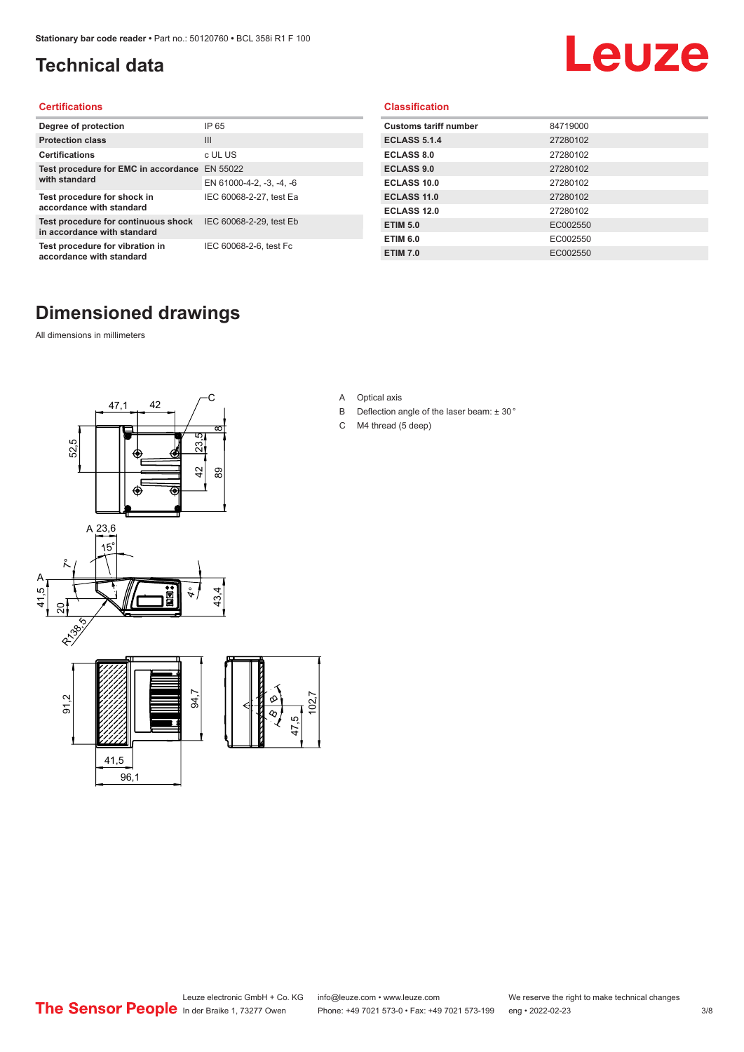# Technical data

## Certifications

| | |
|---|---|
| Degree of protection | IP 65 |
| Protection class | III |
| Certifications | c UL US |
| Test procedure for EMC in accordance with standard | EN 55022 |
| | EN 61000-4-2, -3, -4, -6 |
| Test procedure for shock in accordance with standard | IEC 60068-2-27, test Ea |
| Test procedure for continuous shock in accordance with standard | IEC 60068-2-29, test Eb |
| Test procedure for vibration in accordance with standard | IEC 60068-2-6, test Fc |

## Classification

| | |
|---|---|
| Customs tariff number | 84719000 |
| ECLASS 5.1.4 | 27280102 |
| ECLASS 8.0 | 27280102 |
| ECLASS 9.0 | 27280102 |
| ECLASS 10.0 | 27280102 |
| ECLASS 11.0 | 27280102 |
| ECLASS 12.0 | 27280102 |
| ETIM 5.0 | EC002550 |
| ETIM 6.0 | EC002550 |
| ETIM 7.0 | EC002550 |

# Dimensioned drawings

All dimensions in millimeters

A Optical axis

B Deflection angle of the laser beam: ± 30 °

C M4 thread (5 deep)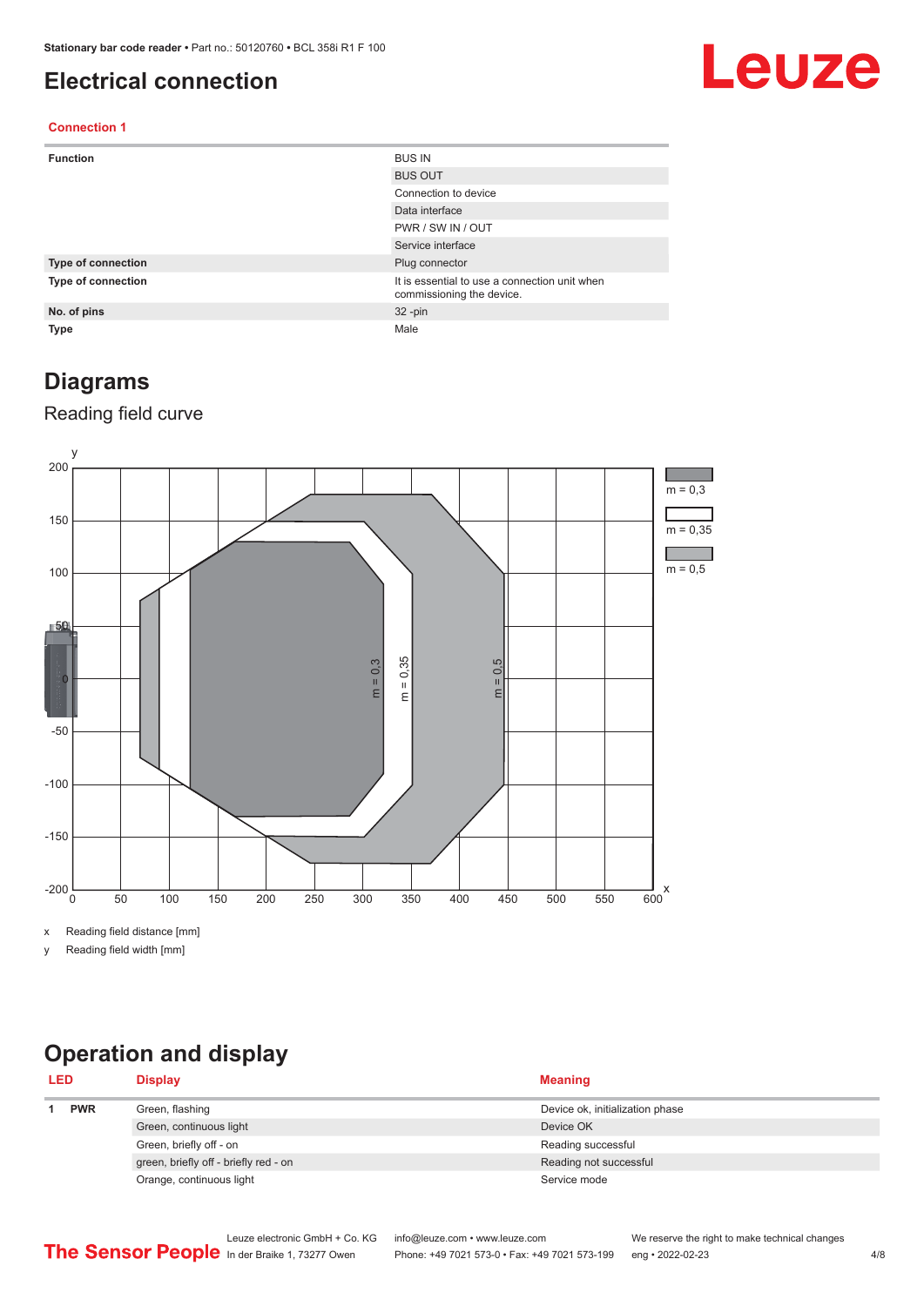# Electrical connection

### Connection 1

| | |
|---|---|
| **Function** | BUS IN |
| | BUS OUT |
| | Connection to device |
| | Data interface |
| | PWR / SW IN / OUT |
| | Service interface |
| **Type of connection** | Plug connector |
| **Type of connection** | It is essential to use a connection unit when commissioning the device. |
| **No. of pins** | 32 -pin |
| **Type** | Male |

# Diagrams

## Reading field curve

x Reading field distance [mm]

y Reading field width [mm]

# Operation and display

| LED | | Display | Meaning |
|---|---|---|---|
| 1 | **PWR** | Green, flashing | Device ok, initialization phase |
| | | Green, continuous light | Device OK |
| | | Green, briefly off - on | Reading successful |
| | | green, briefly off - briefly red - on | Reading not successful |
| | | Orange, continuous light | Service mode |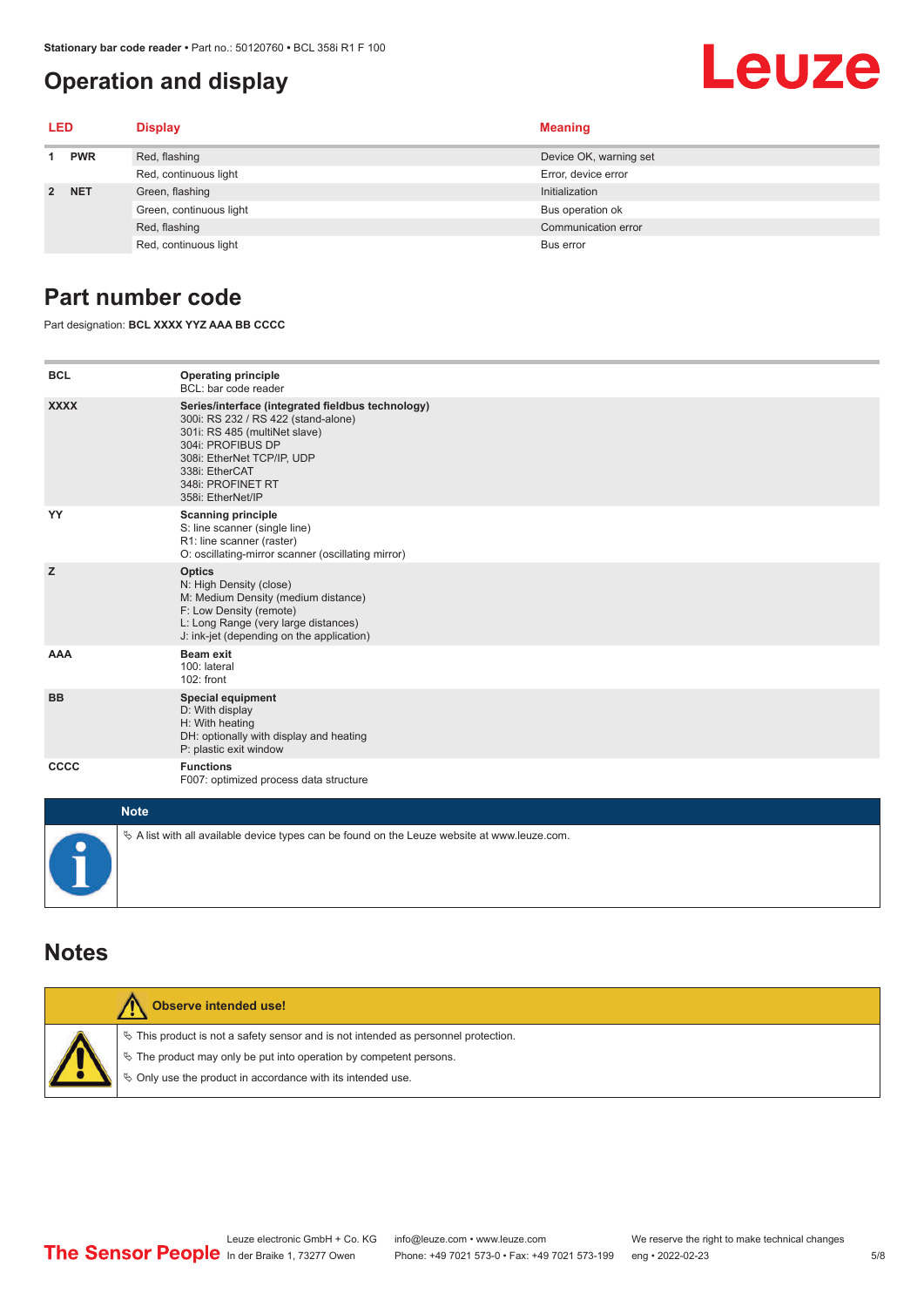## Operation and display

| LED | | Display | Meaning |
|---|---|---|---|
| 1 | PWR | Red, flashing | Device OK, warning set |
| | | Red, continuous light | Error, device error |
| 2 | NET | Green, flashing | Initialization |
| | | Green, continuous light | Bus operation ok |
| | | Red, flashing | Communication error |
| | | Red, continuous light | Bus error |

## Part number code

Part designation: **BCL XXXX YYZ AAA BB CCCC**

| | |
|---|---|
| **BCL** | **Operating principle**<br>BCL: bar code reader |
| **XXXX** | **Series/interface (integrated fieldbus technology)**<br>300i: RS 232 / RS 422 (stand-alone)<br>301i: RS 485 (multiNet slave)<br>304i: PROFIBUS DP<br>308i: EtherNet TCP/IP, UDP<br>338i: EtherCAT<br>348i: PROFINET RT<br>358i: EtherNet/IP |
| **YY** | **Scanning principle**<br>S: line scanner (single line)<br>R1: line scanner (raster)<br>O: oscillating-mirror scanner (oscillating mirror) |
| **Z** | **Optics**<br>N: High Density (close)<br>M: Medium Density (medium distance)<br>F: Low Density (remote)<br>L: Long Range (very large distances)<br>J: ink-jet (depending on the application) |
| **AAA** | **Beam exit**<br>100: lateral<br>102: front |
| **BB** | **Special equipment**<br>D: With display<br>H: With heating<br>DH: optionally with display and heating<br>P: plastic exit window |
| **CCCC** | **Functions**<br>F007: optimized process data structure |

**Note**

- A list with all available device types can be found on the Leuze website at www.leuze.com.

## Notes

**Observe intended use!**

- This product is not a safety sensor and is not intended as personnel protection.
- The product may only be put into operation by competent persons.
- Only use the product in accordance with its intended use.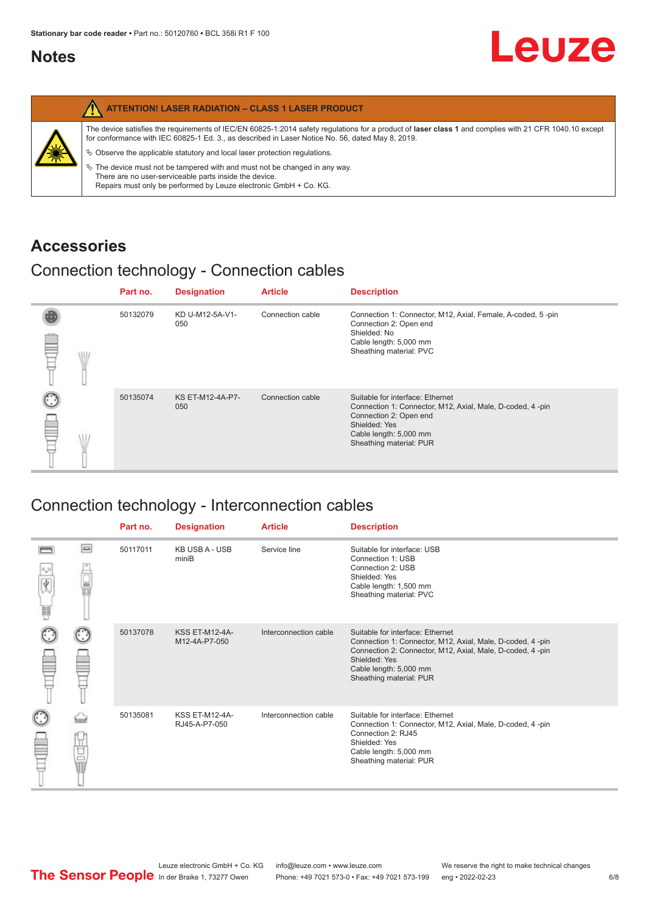## Notes

**ATTENTION! LASER RADIATION – CLASS 1 LASER PRODUCT**

The device satisfies the requirements of IEC/EN 60825-1:2014 safety regulations for a product of **laser class 1** and complies with 21 CFR 1040.10 except for conformance with IEC 60825-1 Ed. 3., as described in Laser Notice No. 56, dated May 8, 2019.

- Observe the applicable statutory and local laser protection regulations.
- The device must not be tampered with and must not be changed in any way.
  There are no user-serviceable parts inside the device.
  Repairs must only be performed by Leuze electronic GmbH + Co. KG.

# Accessories

## Connection technology - Connection cables

| Part no. | Designation | Article | Description |
|---|---|---|---|
| 50132079 | KD U-M12-5A-V1-050 | Connection cable | Connection 1: Connector, M12, Axial, Female, A-coded, 5 -pin<br>Connection 2: Open end<br>Shielded: No<br>Cable length: 5,000 mm<br>Sheathing material: PVC |
| 50135074 | KS ET-M12-4A-P7-050 | Connection cable | Suitable for interface: Ethernet<br>Connection 1: Connector, M12, Axial, Male, D-coded, 4 -pin<br>Connection 2: Open end<br>Shielded: Yes<br>Cable length: 5,000 mm<br>Sheathing material: PUR |

## Connection technology - Interconnection cables

| Part no. | Designation | Article | Description |
|---|---|---|---|
| 50117011 | KB USB A - USB miniB | Service line | Suitable for interface: USB<br>Connection 1: USB<br>Connection 2: USB<br>Shielded: Yes<br>Cable length: 1,500 mm<br>Sheathing material: PVC |
| 50137078 | KSS ET-M12-4A-M12-4A-P7-050 | Interconnection cable | Suitable for interface: Ethernet<br>Connection 1: Connector, M12, Axial, Male, D-coded, 4 -pin<br>Connection 2: Connector, M12, Axial, Male, D-coded, 4 -pin<br>Shielded: Yes<br>Cable length: 5,000 mm<br>Sheathing material: PUR |
| 50135081 | KSS ET-M12-4A-RJ45-A-P7-050 | Interconnection cable | Suitable for interface: Ethernet<br>Connection 1: Connector, M12, Axial, Male, D-coded, 4 -pin<br>Connection 2: RJ45<br>Shielded: Yes<br>Cable length: 5,000 mm<br>Sheathing material: PUR |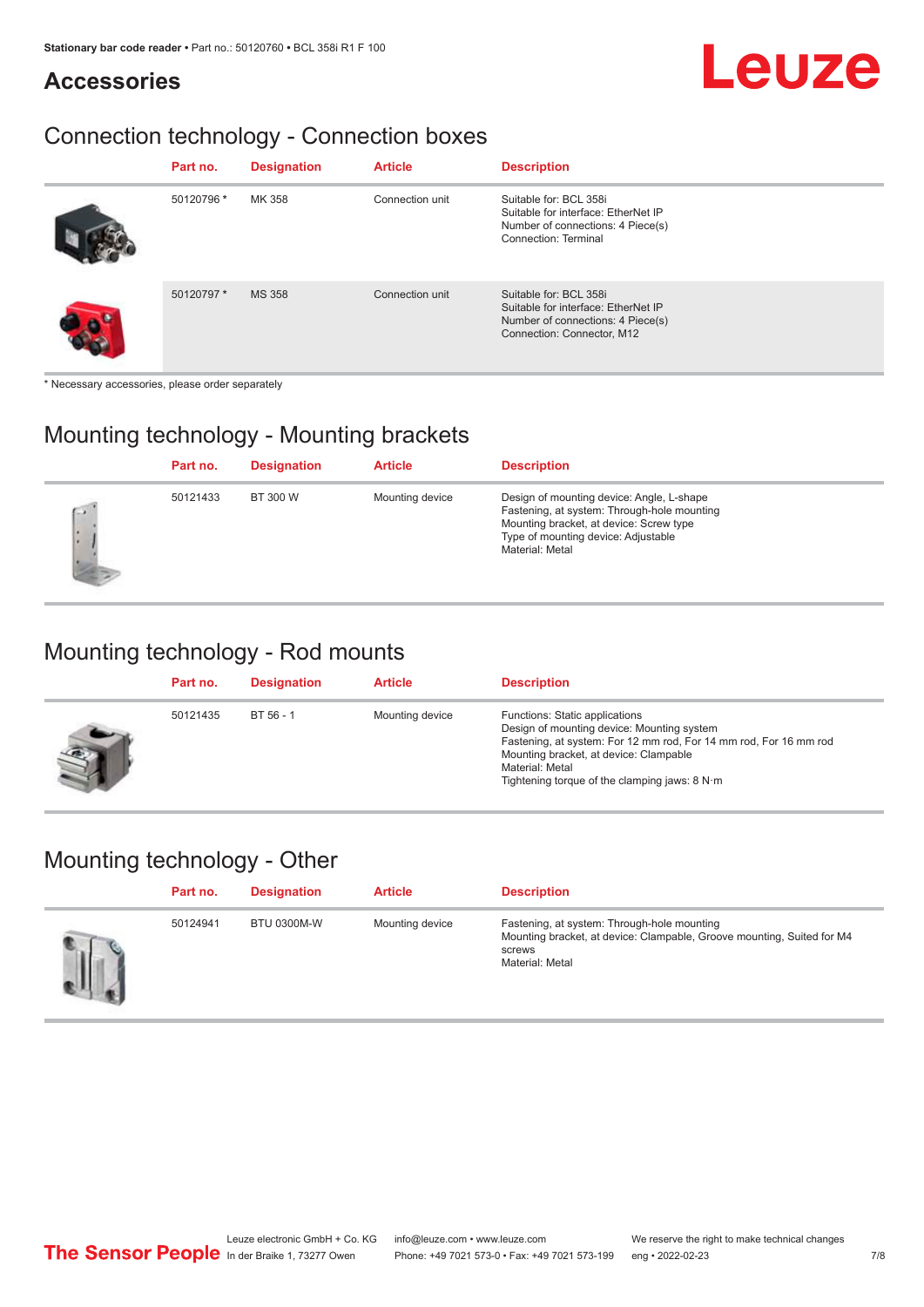## Accessories

### Connection technology - Connection boxes

| | Part no. | Designation | Article | Description |
|---|---|---|---|---|
| | 50120796 * | MK 358 | Connection unit | Suitable for: BCL 358i<br>Suitable for interface: EtherNet IP<br>Number of connections: 4 Piece(s)<br>Connection: Terminal |
| | 50120797 * | MS 358 | Connection unit | Suitable for: BCL 358i<br>Suitable for interface: EtherNet IP<br>Number of connections: 4 Piece(s)<br>Connection: Connector, M12 |

* Necessary accessories, please order separately

### Mounting technology - Mounting brackets

| | Part no. | Designation | Article | Description |
|---|---|---|---|---|
| | 50121433 | BT 300 W | Mounting device | Design of mounting device: Angle, L-shape<br>Fastening, at system: Through-hole mounting<br>Mounting bracket, at device: Screw type<br>Type of mounting device: Adjustable<br>Material: Metal |

### Mounting technology - Rod mounts

| | Part no. | Designation | Article | Description |
|---|---|---|---|---|
| | 50121435 | BT 56 - 1 | Mounting device | Functions: Static applications<br>Design of mounting device: Mounting system<br>Fastening, at system: For 12 mm rod, For 14 mm rod, For 16 mm rod<br>Mounting bracket, at device: Clampable<br>Material: Metal<br>Tightening torque of the clamping jaws: 8 N·m |

### Mounting technology - Other

| | Part no. | Designation | Article | Description |
|---|---|---|---|---|
| | 50124941 | BTU 0300M-W | Mounting device | Fastening, at system: Through-hole mounting<br>Mounting bracket, at device: Clampable, Groove mounting, Suited for M4 screws<br>Material: Metal |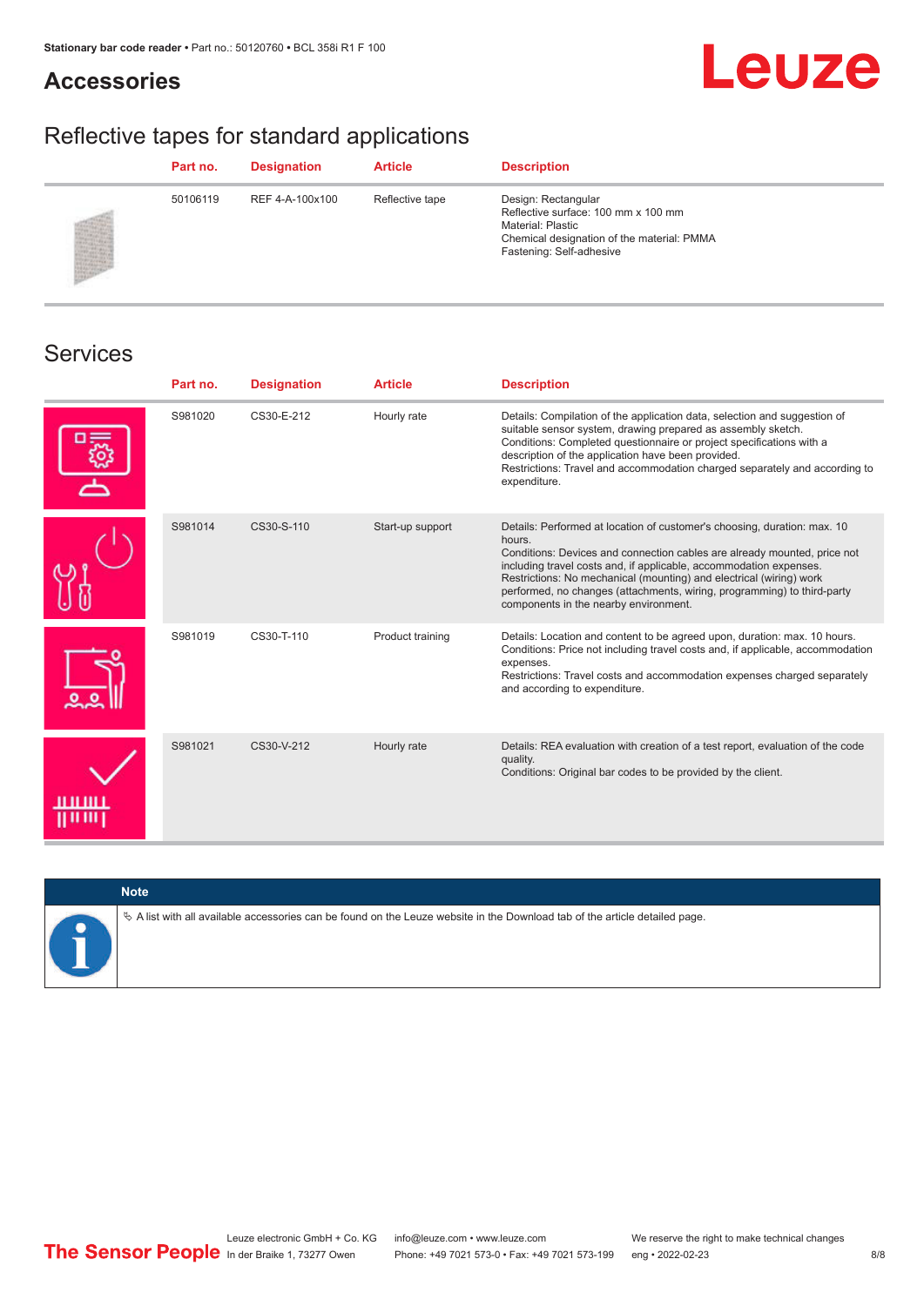## Accessories

# Reflective tapes for standard applications

| | Part no. | Designation | Article | Description |
|---|---|---|---|---|
| | 50106119 | REF 4-A-100x100 | Reflective tape | Design: Rectangular<br>Reflective surface: 100 mm x 100 mm<br>Material: Plastic<br>Chemical designation of the material: PMMA<br>Fastening: Self-adhesive |

# Services

| | Part no. | Designation | Article | Description |
|---|---|---|---|---|
| | S981020 | CS30-E-212 | Hourly rate | Details: Compilation of the application data, selection and suggestion of suitable sensor system, drawing prepared as assembly sketch.<br>Conditions: Completed questionnaire or project specifications with a description of the application have been provided.<br>Restrictions: Travel and accommodation charged separately and according to expenditure. |
| | S981014 | CS30-S-110 | Start-up support | Details: Performed at location of customer's choosing, duration: max. 10 hours.<br>Conditions: Devices and connection cables are already mounted, price not including travel costs and, if applicable, accommodation expenses.<br>Restrictions: No mechanical (mounting) and electrical (wiring) work performed, no changes (attachments, wiring, programming) to third-party components in the nearby environment. |
| | S981019 | CS30-T-110 | Product training | Details: Location and content to be agreed upon, duration: max. 10 hours.<br>Conditions: Price not including travel costs and, if applicable, accommodation expenses.<br>Restrictions: Travel costs and accommodation expenses charged separately and according to expenditure. |
| | S981021 | CS30-V-212 | Hourly rate | Details: REA evaluation with creation of a test report, evaluation of the code quality.<br>Conditions: Original bar codes to be provided by the client. |

**Note**

↳ A list with all available accessories can be found on the Leuze website in the Download tab of the article detailed page.